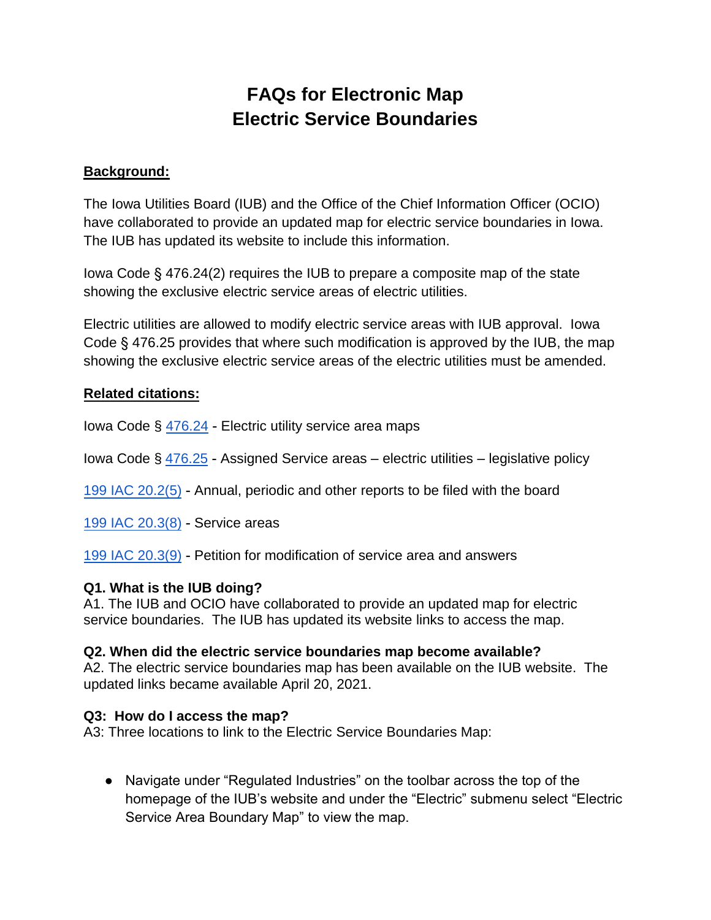# FAQs for Electronic Map
# Electric Service Boundaries

**Background:**

The Iowa Utilities Board (IUB) and the Office of the Chief Information Officer (OCIO) have collaborated to provide an updated map for electric service boundaries in Iowa. The IUB has updated its website to include this information.

Iowa Code § 476.24(2) requires the IUB to prepare a composite map of the state showing the exclusive electric service areas of electric utilities.

Electric utilities are allowed to modify electric service areas with IUB approval. Iowa Code § 476.25 provides that where such modification is approved by the IUB, the map showing the exclusive electric service areas of the electric utilities must be amended.

**Related citations:**

Iowa Code § 476.24 - Electric utility service area maps

Iowa Code § 476.25 - Assigned Service areas – electric utilities – legislative policy

199 IAC 20.2(5) - Annual, periodic and other reports to be filed with the board

199 IAC 20.3(8) - Service areas

199 IAC 20.3(9) - Petition for modification of service area and answers

**Q1. What is the IUB doing?**
A1. The IUB and OCIO have collaborated to provide an updated map for electric service boundaries. The IUB has updated its website links to access the map.

**Q2. When did the electric service boundaries map become available?**
A2. The electric service boundaries map has been available on the IUB website. The updated links became available April 20, 2021.

**Q3: How do I access the map?**
A3: Three locations to link to the Electric Service Boundaries Map:

- Navigate under "Regulated Industries" on the toolbar across the top of the homepage of the IUB's website and under the "Electric" submenu select "Electric Service Area Boundary Map" to view the map.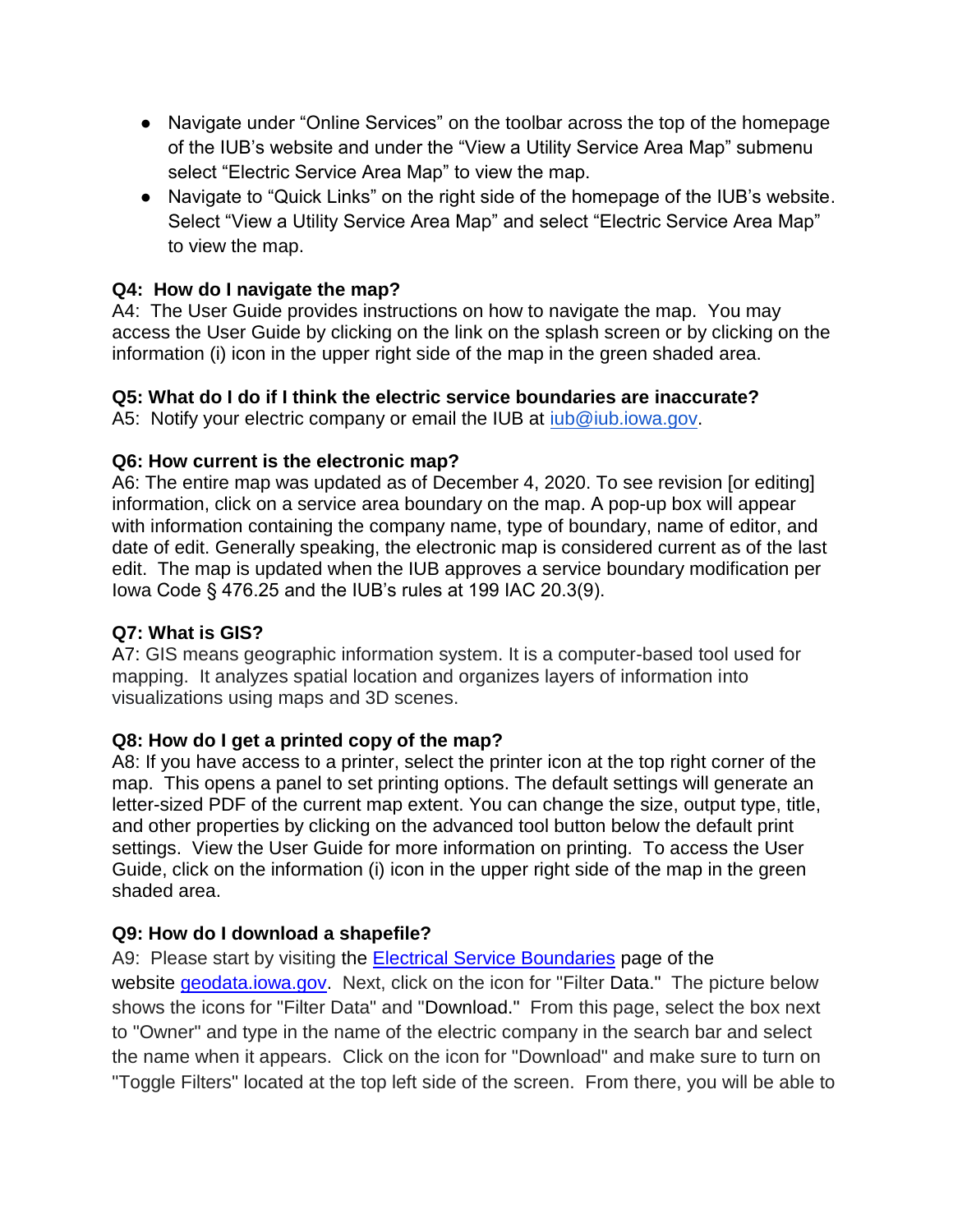- Navigate under "Online Services" on the toolbar across the top of the homepage of the IUB's website and under the "View a Utility Service Area Map" submenu select "Electric Service Area Map" to view the map.
- Navigate to "Quick Links" on the right side of the homepage of the IUB's website. Select "View a Utility Service Area Map" and select "Electric Service Area Map" to view the map.

**Q4: How do I navigate the map?**
A4: The User Guide provides instructions on how to navigate the map. You may access the User Guide by clicking on the link on the splash screen or by clicking on the information (i) icon in the upper right side of the map in the green shaded area.

**Q5: What do I do if I think the electric service boundaries are inaccurate?**
A5: Notify your electric company or email the IUB at [iub@iub.iowa.gov](mailto:iub@iub.iowa.gov).

**Q6: How current is the electronic map?**
A6: The entire map was updated as of December 4, 2020. To see revision [or editing] information, click on a service area boundary on the map. A pop-up box will appear with information containing the company name, type of boundary, name of editor, and date of edit. Generally speaking, the electronic map is considered current as of the last edit. The map is updated when the IUB approves a service boundary modification per Iowa Code § 476.25 and the IUB's rules at 199 IAC 20.3(9).

**Q7: What is GIS?**
A7: GIS means geographic information system. It is a computer-based tool used for mapping. It analyzes spatial location and organizes layers of information into visualizations using maps and 3D scenes.

**Q8: How do I get a printed copy of the map?**
A8: If you have access to a printer, select the printer icon at the top right corner of the map. This opens a panel to set printing options. The default settings will generate an letter-sized PDF of the current map extent. You can change the size, output type, title, and other properties by clicking on the advanced tool button below the default print settings. View the User Guide for more information on printing. To access the User Guide, click on the information (i) icon in the upper right side of the map in the green shaded area.

**Q9: How do I download a shapefile?**
A9: Please start by visiting the Electrical Service Boundaries page of the website geodata.iowa.gov. Next, click on the icon for "Filter Data." The picture below shows the icons for "Filter Data" and "Download." From this page, select the box next to "Owner" and type in the name of the electric company in the search bar and select the name when it appears. Click on the icon for "Download" and make sure to turn on "Toggle Filters" located at the top left side of the screen. From there, you will be able to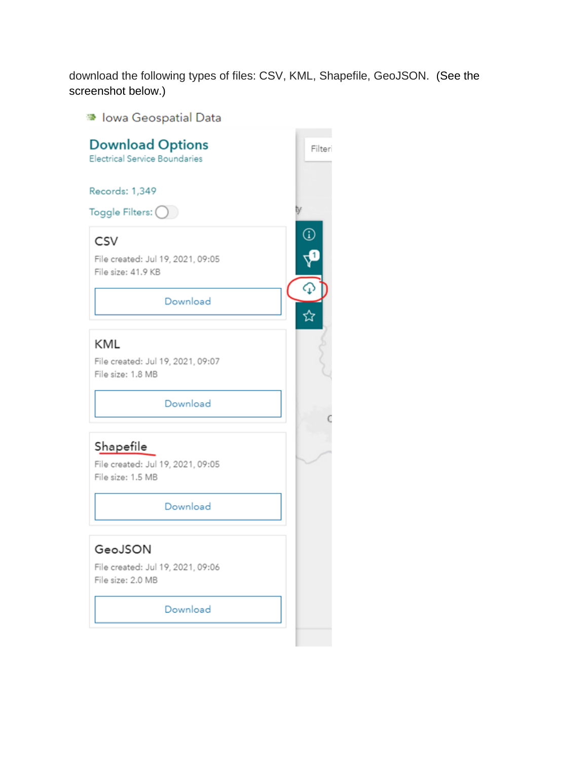download the following types of files: CSV, KML, Shapefile, GeoJSON. (See the screenshot below.)

Iowa Geospatial Data

Download Options

Electrical Service Boundaries

Records: 1,349

Toggle Filters:

CSV

File created: Jul 19, 2021, 09:05

File size: 41.9 KB

Download

KML

File created: Jul 19, 2021, 09:07

File size: 1.8 MB

Download

Shapefile

File created: Jul 19, 2021, 09:05

File size: 1.5 MB

Download

GeoJSON

File created: Jul 19, 2021, 09:06

File size: 2.0 MB

Download